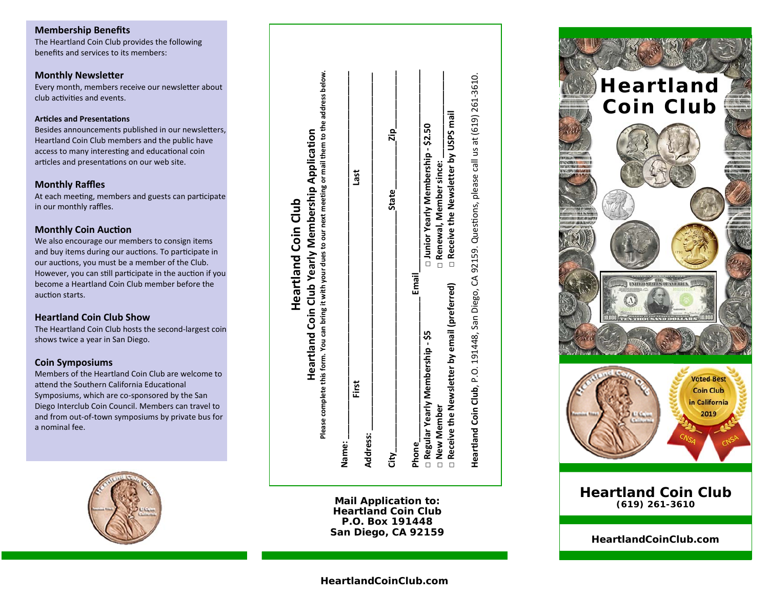## Membership Benefits

The Heartland Coin Club provides the following benefits and services to its members:

### Monthly Newsletter

Every month, members receive our newsletter about club activities and events.

#### Articles and Presentations

Besides announcements published in our newsletters, Heartland Coin Club members and the public have access to many interesting and educational coin articles and presentations on our web site.

### Monthly Raffles

At each meeting, members and guests can participate in our monthly raffles.

### Monthly Coin Auction

We also encourage our members to consign items and buy items during our auctions. To participate in our auctions, you must be a member of the Club. However, you can still participate in the auction if you become a Heartland Coin Club member before the auction starts.

### Heartland Coin Club Show

The Heartland Coin Club hosts the second-largest coin shows twice a year in San Diego.

### Coin Symposiums

Members of the Heartland Coin Club are welcome to attend the Southern California Educational Symposiums, which are co-sponsored by the San Diego Interclub Coin Council. Members can travel to and from out-of-town symposiums by private bus for a nominal fee.

---

## Heartland Coin Club

### Heartland Coin Club Yearly Membership Application

**Please complete this form. You can bring it with your dues to our next meeting or mail them to the address below.**

**Name:** ______________ **First** ______________ **Last** ______________

**Address:** ______________________________________________

**City** ______________ **State** ______________ **Zip** ______________

**Phone** ______________ **Email** ______________

☐ **Regular Yearly Membership - $5** ☐ **Junior Yearly Membership - $2.50**

☐ **New Member** ☐ **Renewal, Member since:** ______________

☐ **Receive the Newsletter by email (preferred)** ☐ **Receive the Newsletter by USPS mail**

**Heartland Coin Club**, P.O. 191448, San Diego, CA 92159. Questions, please call us at (619) 261-3610.

**Mail Application to:**
**Heartland Coin Club**
**P.O. Box 191448**
**San Diego, CA 92159**

**HeartlandCoinClub.com**

---

# Heartland Coin Club

Voted Best Coin Club in California 2019

CNSA

## Heartland Coin Club

**(619) 261-3610**

**HeartlandCoinClub.com**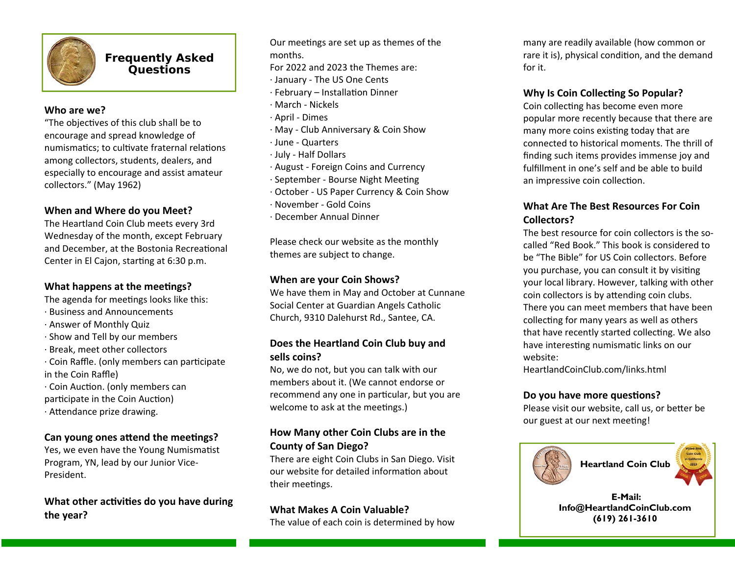# Frequently Asked Questions

**Who are we?**

"The objectives of this club shall be to encourage and spread knowledge of numismatics; to cultivate fraternal relations among collectors, students, dealers, and especially to encourage and assist amateur collectors." (May 1962)

**When and Where do you Meet?**

The Heartland Coin Club meets every 3rd Wednesday of the month, except February and December, at the Bostonia Recreational Center in El Cajon, starting at 6:30 p.m.

**What happens at the meetings?**

The agenda for meetings looks like this:

· Business and Announcements
· Answer of Monthly Quiz
· Show and Tell by our members
· Break, meet other collectors
· Coin Raffle. (only members can participate in the Coin Raffle)
· Coin Auction. (only members can participate in the Coin Auction)
· Attendance prize drawing.

**Can young ones attend the meetings?**

Yes, we even have the Young Numismatist Program, YN, lead by our Junior Vice-President.

**What other activities do you have during the year?**

Our meetings are set up as themes of the months.

For 2022 and 2023 the Themes are:

· January - The US One Cents
· February – Installation Dinner
· March - Nickels
· April - Dimes
· May - Club Anniversary & Coin Show
· June - Quarters
· July - Half Dollars
· August - Foreign Coins and Currency
· September - Bourse Night Meeting
· October - US Paper Currency & Coin Show
· November - Gold Coins
· December Annual Dinner

Please check our website as the monthly themes are subject to change.

**When are your Coin Shows?**

We have them in May and October at Cunnane Social Center at Guardian Angels Catholic Church, 9310 Dalehurst Rd., Santee, CA.

**Does the Heartland Coin Club buy and sells coins?**

No, we do not, but you can talk with our members about it. (We cannot endorse or recommend any one in particular, but you are welcome to ask at the meetings.)

**How Many other Coin Clubs are in the County of San Diego?**

There are eight Coin Clubs in San Diego. Visit our website for detailed information about their meetings.

**What Makes A Coin Valuable?**

The value of each coin is determined by how many are readily available (how common or rare it is), physical condition, and the demand for it.

**Why Is Coin Collecting So Popular?**

Coin collecting has become even more popular more recently because that there are many more coins existing today that are connected to historical moments. The thrill of finding such items provides immense joy and fulfillment in one's self and be able to build an impressive coin collection.

**What Are The Best Resources For Coin Collectors?**

The best resource for coin collectors is the so-called "Red Book." This book is considered to be "The Bible" for US Coin collectors. Before you purchase, you can consult it by visiting your local library. However, talking with other coin collectors is by attending coin clubs. There you can meet members that have been collecting for many years as well as others that have recently started collecting. We also have interesting numismatic links on our website:
HeartlandCoinClub.com/links.html

**Do you have more questions?**

Please visit our website, call us, or better be our guest at our next meeting!

**Heartland Coin Club**

**E-Mail:**
**Info@HeartlandCoinClub.com**
**(619) 261-3610**